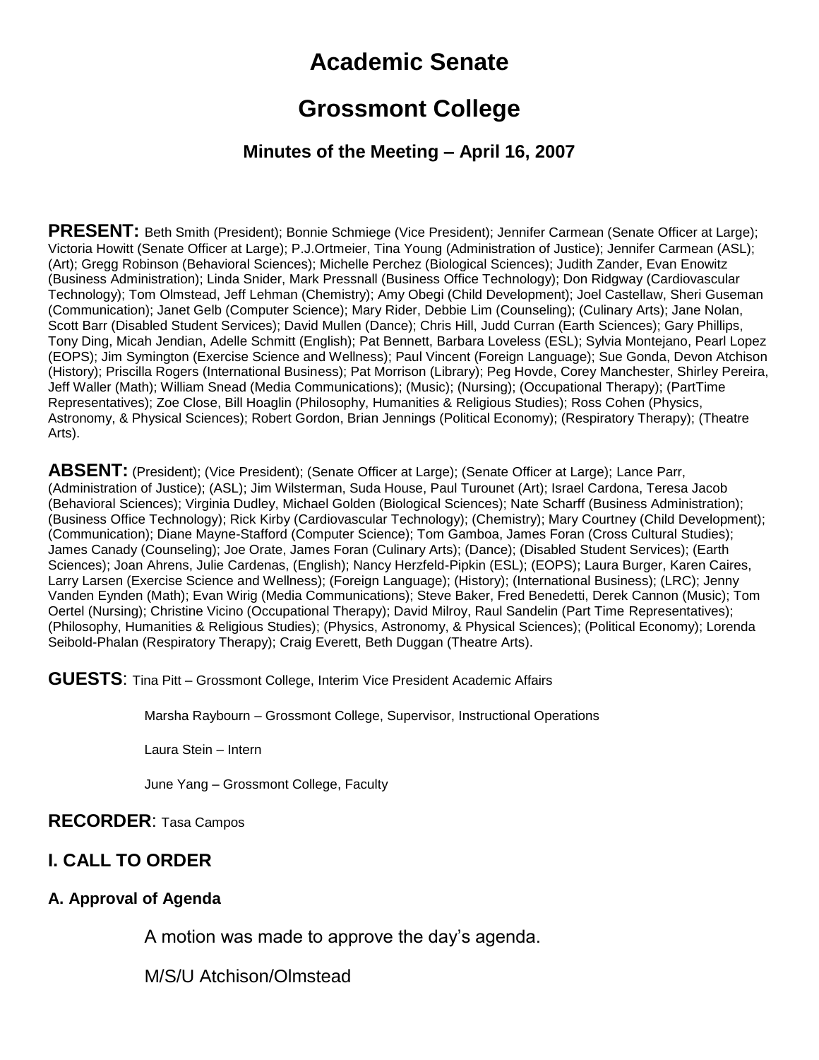# Academic Senate

# Grossmont College

### Minutes of the Meeting – April 16, 2007

**PRESENT:** Beth Smith (President); Bonnie Schmiege (Vice President); Jennifer Carmean (Senate Officer at Large); Victoria Howitt (Senate Officer at Large); P.J.Ortmeier, Tina Young (Administration of Justice); Jennifer Carmean (ASL); (Art); Gregg Robinson (Behavioral Sciences); Michelle Perchez (Biological Sciences); Judith Zander, Evan Enowitz (Business Administration); Linda Snider, Mark Pressnall (Business Office Technology); Don Ridgway (Cardiovascular Technology); Tom Olmstead, Jeff Lehman (Chemistry); Amy Obegi (Child Development); Joel Castellaw, Sheri Guseman (Communication); Janet Gelb (Computer Science); Mary Rider, Debbie Lim (Counseling); (Culinary Arts); Jane Nolan, Scott Barr (Disabled Student Services); David Mullen (Dance); Chris Hill, Judd Curran (Earth Sciences); Gary Phillips, Tony Ding, Micah Jendian, Adelle Schmitt (English); Pat Bennett, Barbara Loveless (ESL); Sylvia Montejano, Pearl Lopez (EOPS); Jim Symington (Exercise Science and Wellness); Paul Vincent (Foreign Language); Sue Gonda, Devon Atchison (History); Priscilla Rogers (International Business); Pat Morrison (Library); Peg Hovde, Corey Manchester, Shirley Pereira, Jeff Waller (Math); William Snead (Media Communications); (Music); (Nursing); (Occupational Therapy); (PartTime Representatives); Zoe Close, Bill Hoaglin (Philosophy, Humanities & Religious Studies); Ross Cohen (Physics, Astronomy, & Physical Sciences); Robert Gordon, Brian Jennings (Political Economy); (Respiratory Therapy); (Theatre Arts).

**ABSENT:** (President); (Vice President); (Senate Officer at Large); (Senate Officer at Large); Lance Parr, (Administration of Justice); (ASL); Jim Wilsterman, Suda House, Paul Turounet (Art); Israel Cardona, Teresa Jacob (Behavioral Sciences); Virginia Dudley, Michael Golden (Biological Sciences); Nate Scharff (Business Administration); (Business Office Technology); Rick Kirby (Cardiovascular Technology); (Chemistry); Mary Courtney (Child Development); (Communication); Diane Mayne-Stafford (Computer Science); Tom Gamboa, James Foran (Cross Cultural Studies); James Canady (Counseling); Joe Orate, James Foran (Culinary Arts); (Dance); (Disabled Student Services); (Earth Sciences); Joan Ahrens, Julie Cardenas, (English); Nancy Herzfeld-Pipkin (ESL); (EOPS); Laura Burger, Karen Caires, Larry Larsen (Exercise Science and Wellness); (Foreign Language); (History); (International Business); (LRC); Jenny Vanden Eynden (Math); Evan Wirig (Media Communications); Steve Baker, Fred Benedetti, Derek Cannon (Music); Tom Oertel (Nursing); Christine Vicino (Occupational Therapy); David Milroy, Raul Sandelin (Part Time Representatives); (Philosophy, Humanities & Religious Studies); (Physics, Astronomy, & Physical Sciences); (Political Economy); Lorenda Seibold-Phalan (Respiratory Therapy); Craig Everett, Beth Duggan (Theatre Arts).

**GUESTS**: Tina Pitt – Grossmont College, Interim Vice President Academic Affairs

Marsha Raybourn – Grossmont College, Supervisor, Instructional Operations

Laura Stein – Intern

June Yang – Grossmont College, Faculty

**RECORDER**: Tasa Campos

## I. CALL TO ORDER

### A. Approval of Agenda

A motion was made to approve the day's agenda.

M/S/U Atchison/Olmstead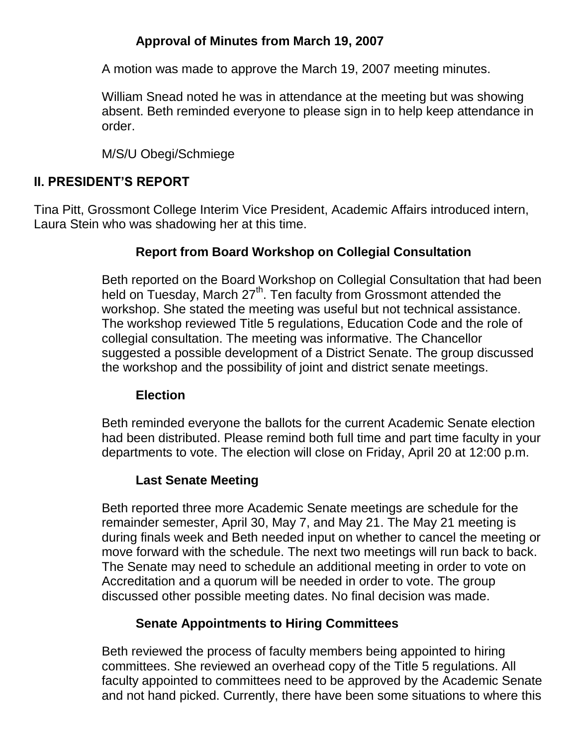### Approval of Minutes from March 19, 2007

A motion was made to approve the March 19, 2007 meeting minutes.

William Snead noted he was in attendance at the meeting but was showing absent. Beth reminded everyone to please sign in to help keep attendance in order.

M/S/U Obegi/Schmiege

## II. PRESIDENT'S REPORT

Tina Pitt, Grossmont College Interim Vice President, Academic Affairs introduced intern, Laura Stein who was shadowing her at this time.

### Report from Board Workshop on Collegial Consultation

Beth reported on the Board Workshop on Collegial Consultation that had been held on Tuesday, March 27th. Ten faculty from Grossmont attended the workshop. She stated the meeting was useful but not technical assistance. The workshop reviewed Title 5 regulations, Education Code and the role of collegial consultation. The meeting was informative. The Chancellor suggested a possible development of a District Senate. The group discussed the workshop and the possibility of joint and district senate meetings.

### Election

Beth reminded everyone the ballots for the current Academic Senate election had been distributed. Please remind both full time and part time faculty in your departments to vote. The election will close on Friday, April 20 at 12:00 p.m.

### Last Senate Meeting

Beth reported three more Academic Senate meetings are schedule for the remainder semester, April 30, May 7, and May 21. The May 21 meeting is during finals week and Beth needed input on whether to cancel the meeting or move forward with the schedule. The next two meetings will run back to back. The Senate may need to schedule an additional meeting in order to vote on Accreditation and a quorum will be needed in order to vote. The group discussed other possible meeting dates. No final decision was made.

### Senate Appointments to Hiring Committees

Beth reviewed the process of faculty members being appointed to hiring committees. She reviewed an overhead copy of the Title 5 regulations. All faculty appointed to committees need to be approved by the Academic Senate and not hand picked. Currently, there have been some situations to where this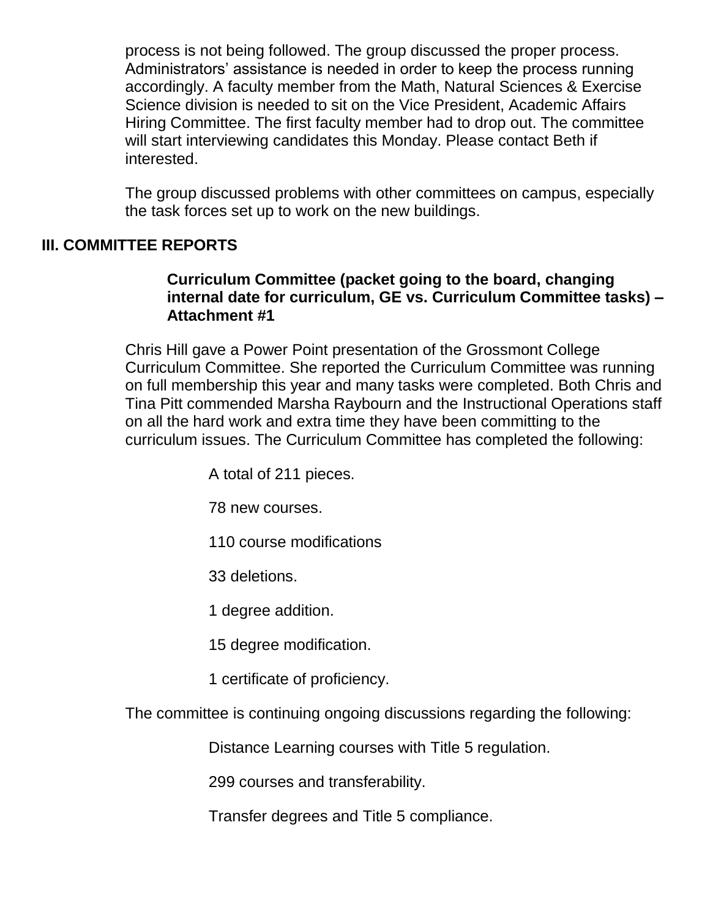process is not being followed. The group discussed the proper process. Administrators' assistance is needed in order to keep the process running accordingly. A faculty member from the Math, Natural Sciences & Exercise Science division is needed to sit on the Vice President, Academic Affairs Hiring Committee. The first faculty member had to drop out. The committee will start interviewing candidates this Monday. Please contact Beth if interested.

The group discussed problems with other committees on campus, especially the task forces set up to work on the new buildings.

## III. COMMITTEE REPORTS

**Curriculum Committee (packet going to the board, changing internal date for curriculum, GE vs. Curriculum Committee tasks) – Attachment #1**

Chris Hill gave a Power Point presentation of the Grossmont College Curriculum Committee. She reported the Curriculum Committee was running on full membership this year and many tasks were completed. Both Chris and Tina Pitt commended Marsha Raybourn and the Instructional Operations staff on all the hard work and extra time they have been committing to the curriculum issues. The Curriculum Committee has completed the following:

A total of 211 pieces.

78 new courses.

110 course modifications

33 deletions.

1 degree addition.

15 degree modification.

1 certificate of proficiency.

The committee is continuing ongoing discussions regarding the following:

Distance Learning courses with Title 5 regulation.

299 courses and transferability.

Transfer degrees and Title 5 compliance.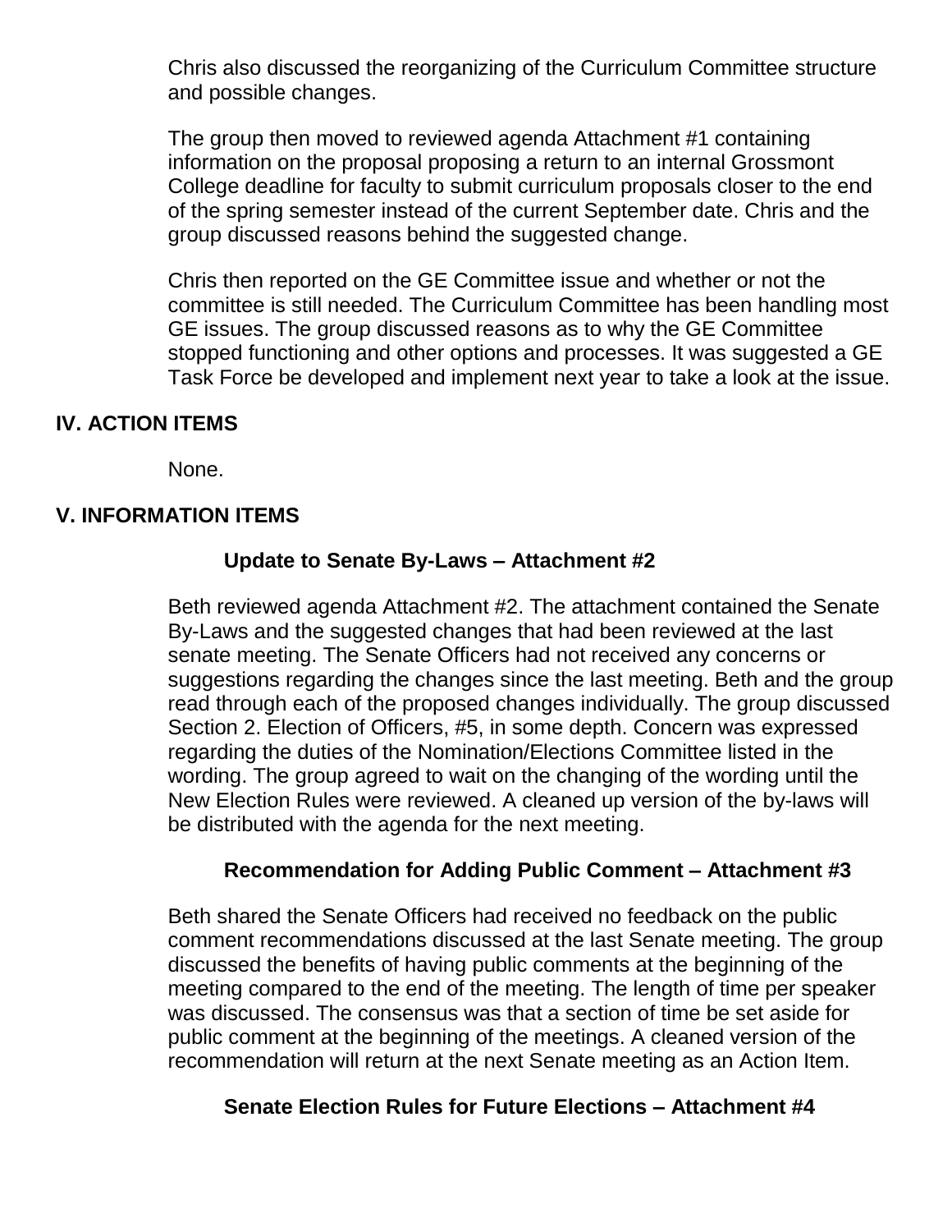Chris also discussed the reorganizing of the Curriculum Committee structure and possible changes.

The group then moved to reviewed agenda Attachment #1 containing information on the proposal proposing a return to an internal Grossmont College deadline for faculty to submit curriculum proposals closer to the end of the spring semester instead of the current September date. Chris and the group discussed reasons behind the suggested change.

Chris then reported on the GE Committee issue and whether or not the committee is still needed. The Curriculum Committee has been handling most GE issues. The group discussed reasons as to why the GE Committee stopped functioning and other options and processes. It was suggested a GE Task Force be developed and implement next year to take a look at the issue.

## IV. ACTION ITEMS

None.

## V. INFORMATION ITEMS

### Update to Senate By-Laws – Attachment #2

Beth reviewed agenda Attachment #2. The attachment contained the Senate By-Laws and the suggested changes that had been reviewed at the last senate meeting. The Senate Officers had not received any concerns or suggestions regarding the changes since the last meeting. Beth and the group read through each of the proposed changes individually. The group discussed Section 2. Election of Officers, #5, in some depth. Concern was expressed regarding the duties of the Nomination/Elections Committee listed in the wording. The group agreed to wait on the changing of the wording until the New Election Rules were reviewed. A cleaned up version of the by-laws will be distributed with the agenda for the next meeting.

### Recommendation for Adding Public Comment – Attachment #3

Beth shared the Senate Officers had received no feedback on the public comment recommendations discussed at the last Senate meeting. The group discussed the benefits of having public comments at the beginning of the meeting compared to the end of the meeting. The length of time per speaker was discussed. The consensus was that a section of time be set aside for public comment at the beginning of the meetings. A cleaned version of the recommendation will return at the next Senate meeting as an Action Item.

### Senate Election Rules for Future Elections – Attachment #4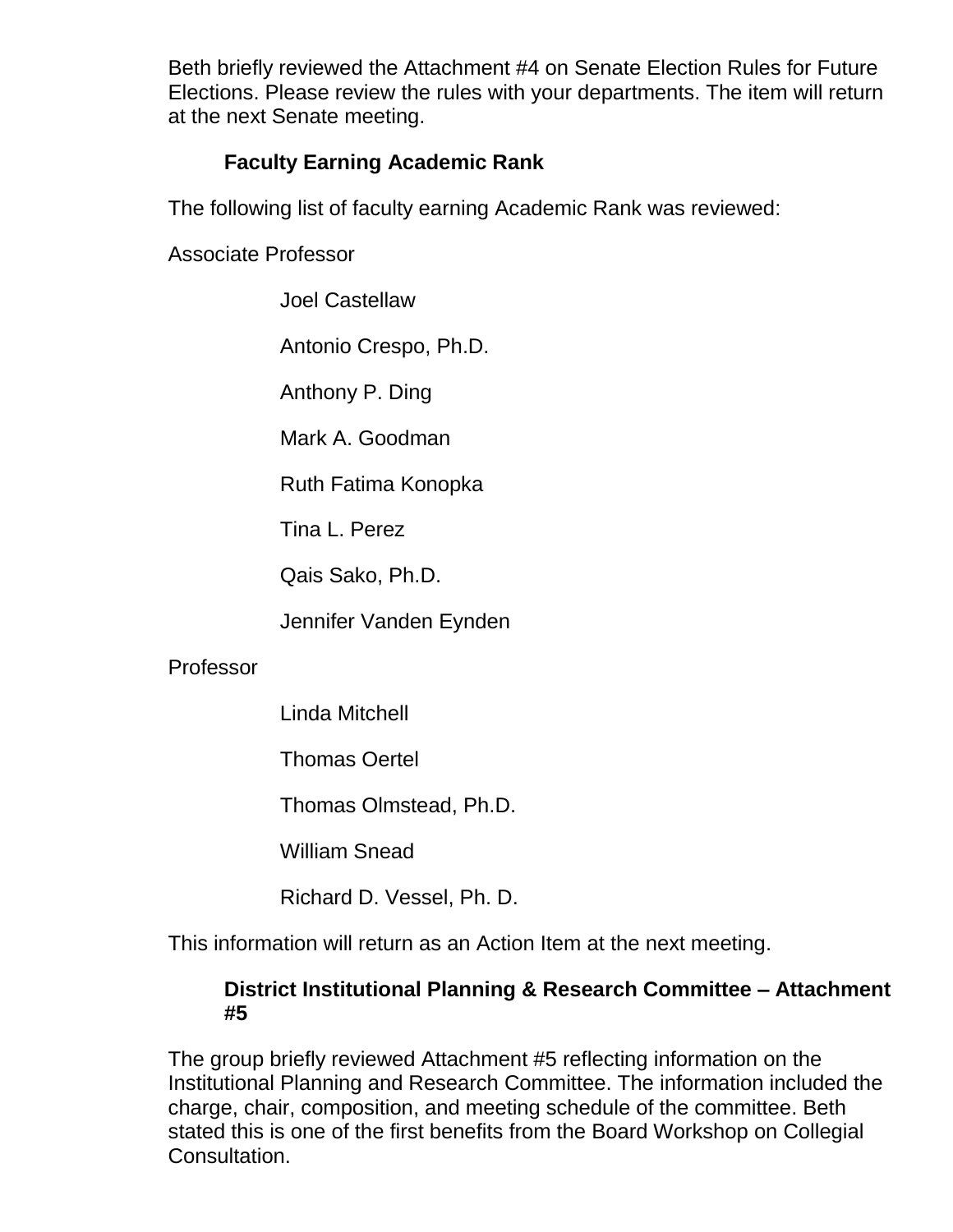Beth briefly reviewed the Attachment #4 on Senate Election Rules for Future Elections. Please review the rules with your departments. The item will return at the next Senate meeting.

### Faculty Earning Academic Rank

The following list of faculty earning Academic Rank was reviewed:

Associate Professor

- Joel Castellaw
- Antonio Crespo, Ph.D.
- Anthony P. Ding
- Mark A. Goodman
- Ruth Fatima Konopka
- Tina L. Perez
- Qais Sako, Ph.D.
- Jennifer Vanden Eynden

Professor

- Linda Mitchell
- Thomas Oertel
- Thomas Olmstead, Ph.D.
- William Snead
- Richard D. Vessel, Ph. D.

This information will return as an Action Item at the next meeting.

### District Institutional Planning & Research Committee – Attachment #5

The group briefly reviewed Attachment #5 reflecting information on the Institutional Planning and Research Committee. The information included the charge, chair, composition, and meeting schedule of the committee. Beth stated this is one of the first benefits from the Board Workshop on Collegial Consultation.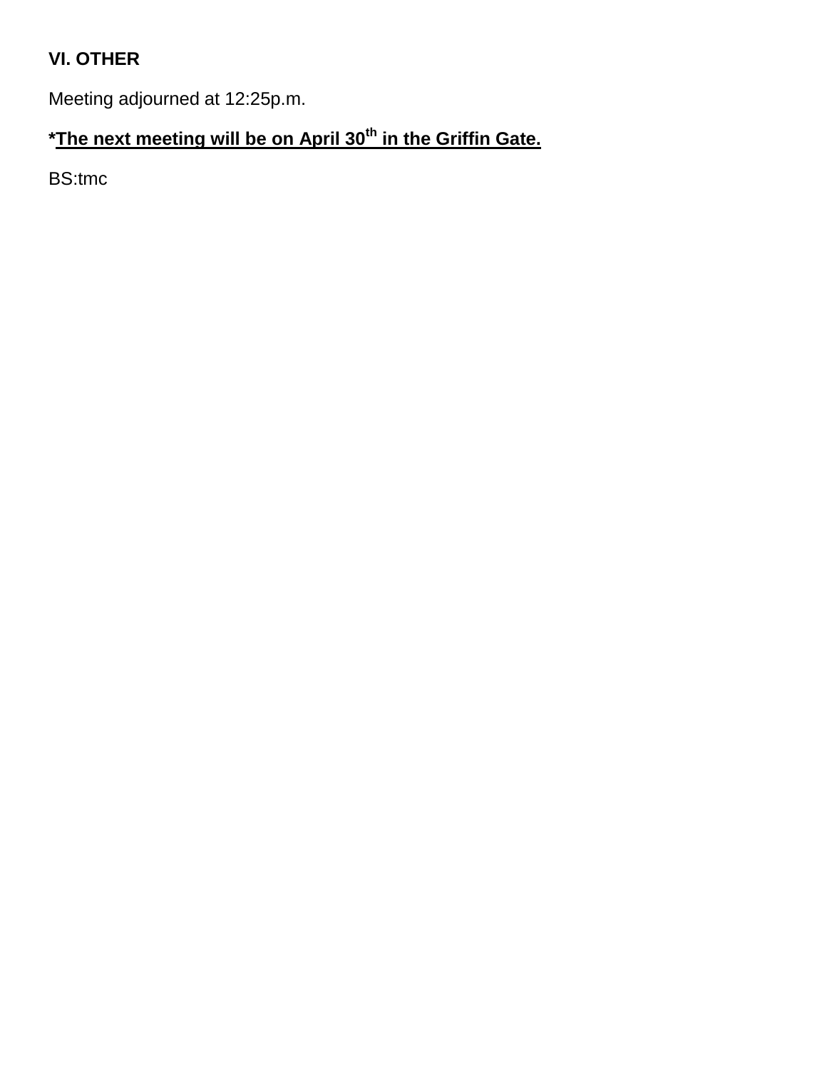**VI. OTHER**

Meeting adjourned at 12:25p.m.

***The next meeting will be on April 30th in the Griffin Gate.**

BS:tmc